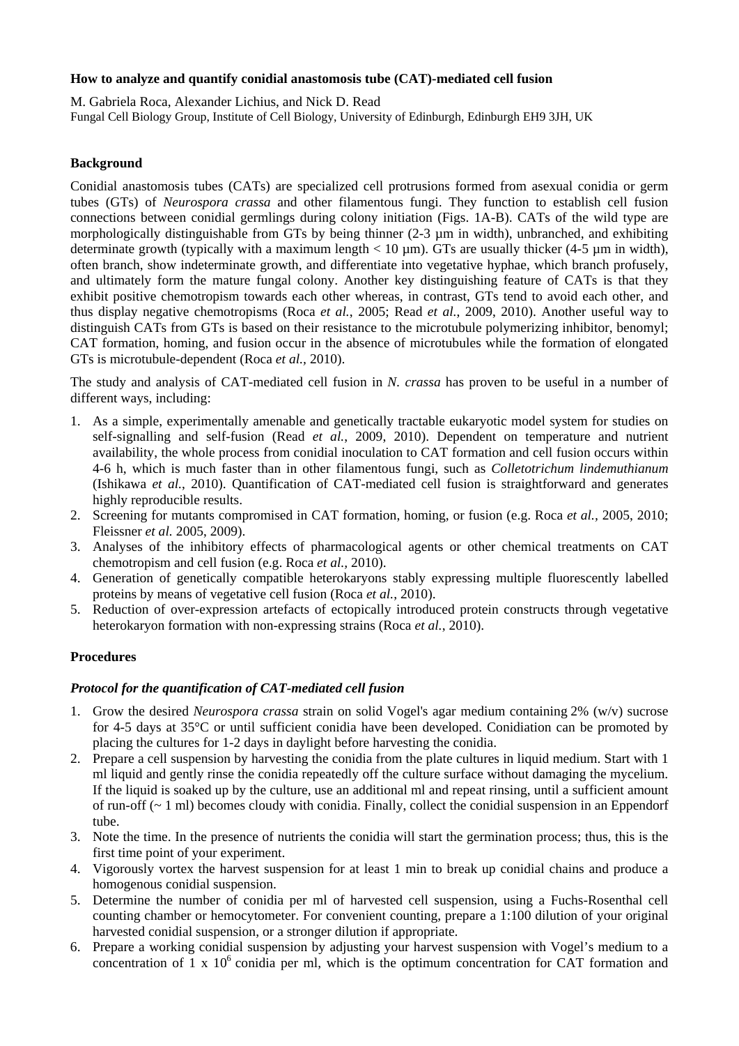**How to analyze and quantify conidial anastomosis tube (CAT)-mediated cell fusion**

M. Gabriela Roca, Alexander Lichius, and Nick D. Read
Fungal Cell Biology Group, Institute of Cell Biology, University of Edinburgh, Edinburgh EH9 3JH, UK

**Background**

Conidial anastomosis tubes (CATs) are specialized cell protrusions formed from asexual conidia or germ tubes (GTs) of *Neurospora crassa* and other filamentous fungi. They function to establish cell fusion connections between conidial germlings during colony initiation (Figs. 1A-B). CATs of the wild type are morphologically distinguishable from GTs by being thinner (2-3 µm in width), unbranched, and exhibiting determinate growth (typically with a maximum length < 10 µm). GTs are usually thicker (4-5 µm in width), often branch, show indeterminate growth, and differentiate into vegetative hyphae, which branch profusely, and ultimately form the mature fungal colony. Another key distinguishing feature of CATs is that they exhibit positive chemotropism towards each other whereas, in contrast, GTs tend to avoid each other, and thus display negative chemotropisms (Roca *et al.*, 2005; Read *et al.*, 2009, 2010). Another useful way to distinguish CATs from GTs is based on their resistance to the microtubule polymerizing inhibitor, benomyl; CAT formation, homing, and fusion occur in the absence of microtubules while the formation of elongated GTs is microtubule-dependent (Roca *et al.,* 2010).

The study and analysis of CAT-mediated cell fusion in *N. crassa* has proven to be useful in a number of different ways, including:

1. As a simple, experimentally amenable and genetically tractable eukaryotic model system for studies on self-signalling and self-fusion (Read *et al.*, 2009, 2010). Dependent on temperature and nutrient availability, the whole process from conidial inoculation to CAT formation and cell fusion occurs within 4-6 h, which is much faster than in other filamentous fungi, such as *Colletotrichum lindemuthianum* (Ishikawa *et al.*, 2010). Quantification of CAT-mediated cell fusion is straightforward and generates highly reproducible results.
2. Screening for mutants compromised in CAT formation, homing, or fusion (e.g. Roca *et al.*, 2005, 2010; Fleissner *et al.* 2005, 2009).
3. Analyses of the inhibitory effects of pharmacological agents or other chemical treatments on CAT chemotropism and cell fusion (e.g. Roca *et al.*, 2010).
4. Generation of genetically compatible heterokaryons stably expressing multiple fluorescently labelled proteins by means of vegetative cell fusion (Roca *et al.*, 2010).
5. Reduction of over-expression artefacts of ectopically introduced protein constructs through vegetative heterokaryon formation with non-expressing strains (Roca *et al.*, 2010).

**Procedures**

***Protocol for the quantification of CAT-mediated cell fusion***

1. Grow the desired *Neurospora crassa* strain on solid Vogel's agar medium containing 2% (w/v) sucrose for 4-5 days at 35°C or until sufficient conidia have been developed. Conidiation can be promoted by placing the cultures for 1-2 days in daylight before harvesting the conidia.
2. Prepare a cell suspension by harvesting the conidia from the plate cultures in liquid medium. Start with 1 ml liquid and gently rinse the conidia repeatedly off the culture surface without damaging the mycelium. If the liquid is soaked up by the culture, use an additional ml and repeat rinsing, until a sufficient amount of run-off (~ 1 ml) becomes cloudy with conidia. Finally, collect the conidial suspension in an Eppendorf tube.
3. Note the time. In the presence of nutrients the conidia will start the germination process; thus, this is the first time point of your experiment.
4. Vigorously vortex the harvest suspension for at least 1 min to break up conidial chains and produce a homogenous conidial suspension.
5. Determine the number of conidia per ml of harvested cell suspension, using a Fuchs-Rosenthal cell counting chamber or hemocytometer. For convenient counting, prepare a 1:100 dilution of your original harvested conidial suspension, or a stronger dilution if appropriate.
6. Prepare a working conidial suspension by adjusting your harvest suspension with Vogel's medium to a concentration of 1 x $10^6$ conidia per ml, which is the optimum concentration for CAT formation and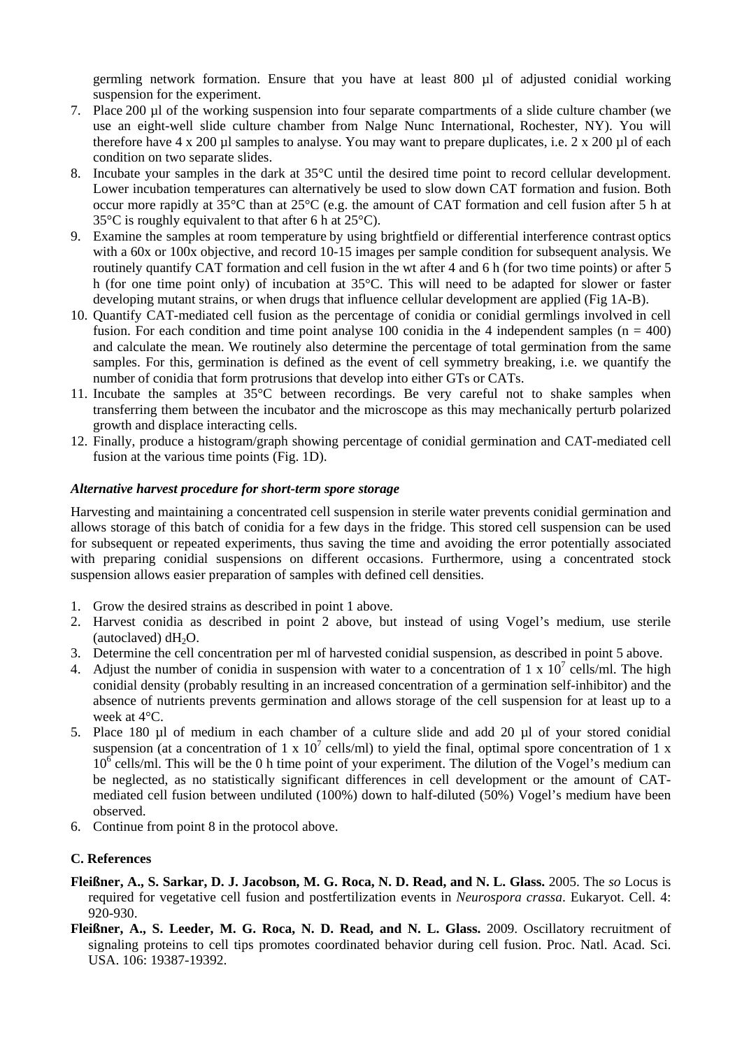germling network formation. Ensure that you have at least 800 µl of adjusted conidial working suspension for the experiment.

7. Place 200 µl of the working suspension into four separate compartments of a slide culture chamber (we use an eight-well slide culture chamber from Nalge Nunc International, Rochester, NY). You will therefore have 4 x 200 µl samples to analyse. You may want to prepare duplicates, i.e. 2 x 200 µl of each condition on two separate slides.
8. Incubate your samples in the dark at 35°C until the desired time point to record cellular development. Lower incubation temperatures can alternatively be used to slow down CAT formation and fusion. Both occur more rapidly at 35°C than at 25°C (e.g. the amount of CAT formation and cell fusion after 5 h at 35°C is roughly equivalent to that after 6 h at 25°C).
9. Examine the samples at room temperature by using brightfield or differential interference contrast optics with a 60x or 100x objective, and record 10-15 images per sample condition for subsequent analysis. We routinely quantify CAT formation and cell fusion in the wt after 4 and 6 h (for two time points) or after 5 h (for one time point only) of incubation at 35°C. This will need to be adapted for slower or faster developing mutant strains, or when drugs that influence cellular development are applied (Fig 1A-B).
10. Quantify CAT-mediated cell fusion as the percentage of conidia or conidial germlings involved in cell fusion. For each condition and time point analyse 100 conidia in the 4 independent samples ($n = 400$) and calculate the mean. We routinely also determine the percentage of total germination from the same samples. For this, germination is defined as the event of cell symmetry breaking, i.e. we quantify the number of conidia that form protrusions that develop into either GTs or CATs.
11. Incubate the samples at 35°C between recordings. Be very careful not to shake samples when transferring them between the incubator and the microscope as this may mechanically perturb polarized growth and displace interacting cells.
12. Finally, produce a histogram/graph showing percentage of conidial germination and CAT-mediated cell fusion at the various time points (Fig. 1D).

### *Alternative harvest procedure for short-term spore storage*

Harvesting and maintaining a concentrated cell suspension in sterile water prevents conidial germination and allows storage of this batch of conidia for a few days in the fridge. This stored cell suspension can be used for subsequent or repeated experiments, thus saving the time and avoiding the error potentially associated with preparing conidial suspensions on different occasions. Furthermore, using a concentrated stock suspension allows easier preparation of samples with defined cell densities.

1. Grow the desired strains as described in point 1 above.
2. Harvest conidia as described in point 2 above, but instead of using Vogel's medium, use sterile (autoclaved) $dH_2O$.
3. Determine the cell concentration per ml of harvested conidial suspension, as described in point 5 above.
4. Adjust the number of conidia in suspension with water to a concentration of $1 \times 10^7$ cells/ml. The high conidial density (probably resulting in an increased concentration of a germination self-inhibitor) and the absence of nutrients prevents germination and allows storage of the cell suspension for at least up to a week at 4°C.
5. Place 180 µl of medium in each chamber of a culture slide and add 20 µl of your stored conidial suspension (at a concentration of $1 \times 10^7$ cells/ml) to yield the final, optimal spore concentration of $1 \times 10^6$ cells/ml. This will be the 0 h time point of your experiment. The dilution of the Vogel's medium can be neglected, as no statistically significant differences in cell development or the amount of CAT-mediated cell fusion between undiluted (100%) down to half-diluted (50%) Vogel's medium have been observed.
6. Continue from point 8 in the protocol above.

## C. References

**Fleißner, A., S. Sarkar, D. J. Jacobson, M. G. Roca, N. D. Read, and N. L. Glass.** 2005. The *so* Locus is required for vegetative cell fusion and postfertilization events in *Neurospora crassa*. Eukaryot. Cell. 4: 920-930.

**Fleißner, A., S. Leeder, M. G. Roca, N. D. Read, and N. L. Glass.** 2009. Oscillatory recruitment of signaling proteins to cell tips promotes coordinated behavior during cell fusion. Proc. Natl. Acad. Sci. USA. 106: 19387-19392.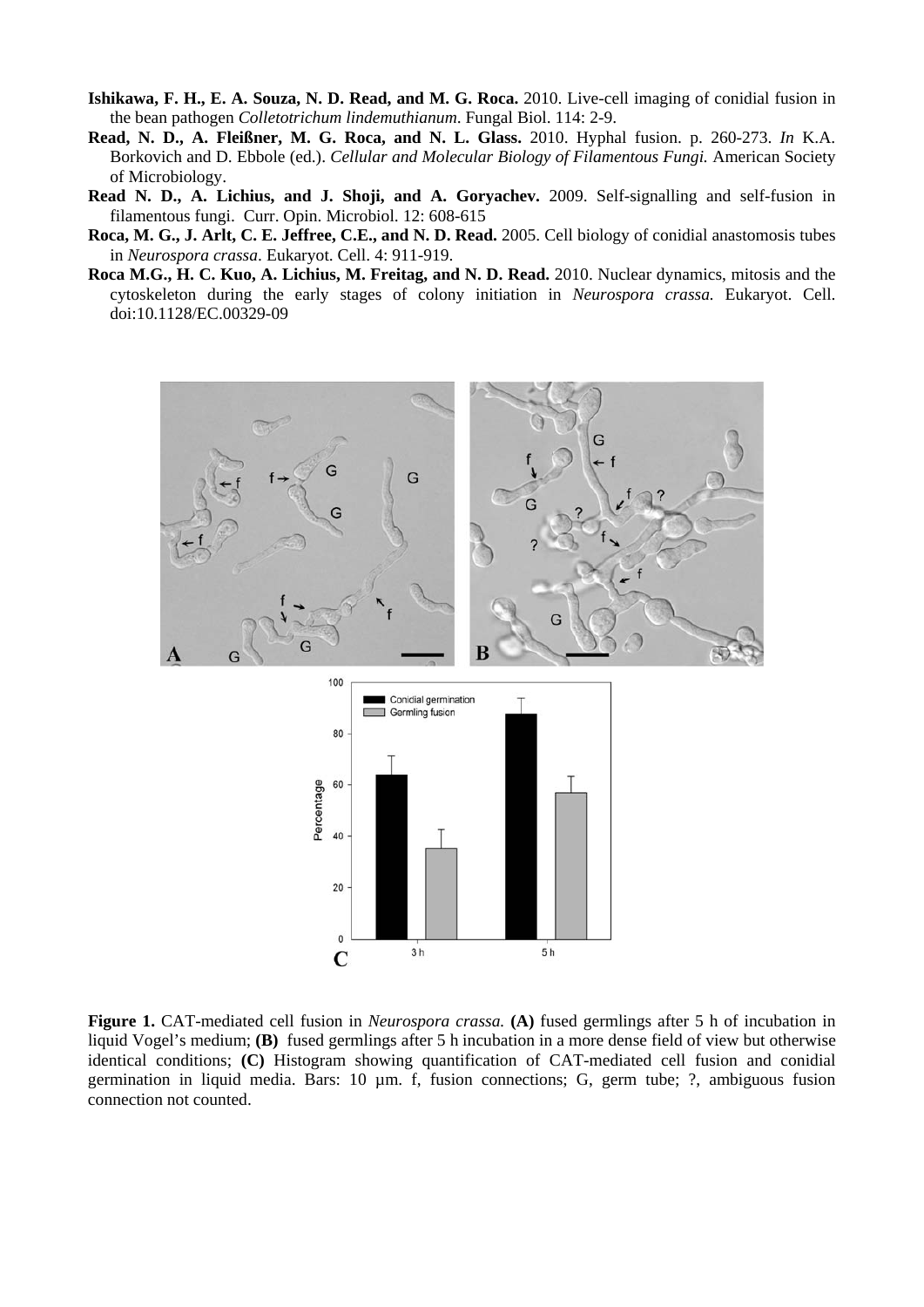**Ishikawa, F. H., E. A. Souza, N. D. Read, and M. G. Roca.** 2010. Live-cell imaging of conidial fusion in the bean pathogen *Colletotrichum lindemuthianum*. Fungal Biol. 114: 2-9.

**Read, N. D., A. Fleißner, M. G. Roca, and N. L. Glass.** 2010. Hyphal fusion. p. 260-273. *In* K.A. Borkovich and D. Ebbole (ed.). *Cellular and Molecular Biology of Filamentous Fungi.* American Society of Microbiology.

**Read N. D., A. Lichius, and J. Shoji, and A. Goryachev.** 2009. Self-signalling and self-fusion in filamentous fungi. Curr. Opin. Microbiol. 12: 608-615

**Roca, M. G., J. Arlt, C. E. Jeffree, C.E., and N. D. Read.** 2005. Cell biology of conidial anastomosis tubes in *Neurospora crassa*. Eukaryot. Cell. 4: 911-919.

**Roca M.G., H. C. Kuo, A. Lichius, M. Freitag, and N. D. Read.** 2010. Nuclear dynamics, mitosis and the cytoskeleton during the early stages of colony initiation in *Neurospora crassa.* Eukaryot. Cell. doi:10.1128/EC.00329-09

A

B

C

Conidial germination

Germling fusion

Percentage

100
80
60
40
20
0

3 h
5 h

**Figure 1.** CAT-mediated cell fusion in *Neurospora crassa.* **(A)** fused germlings after 5 h of incubation in liquid Vogel's medium; **(B)** fused germlings after 5 h incubation in a more dense field of view but otherwise identical conditions; **(C)** Histogram showing quantification of CAT-mediated cell fusion and conidial germination in liquid media. Bars: 10 µm. f, fusion connections; G, germ tube; ?, ambiguous fusion connection not counted.